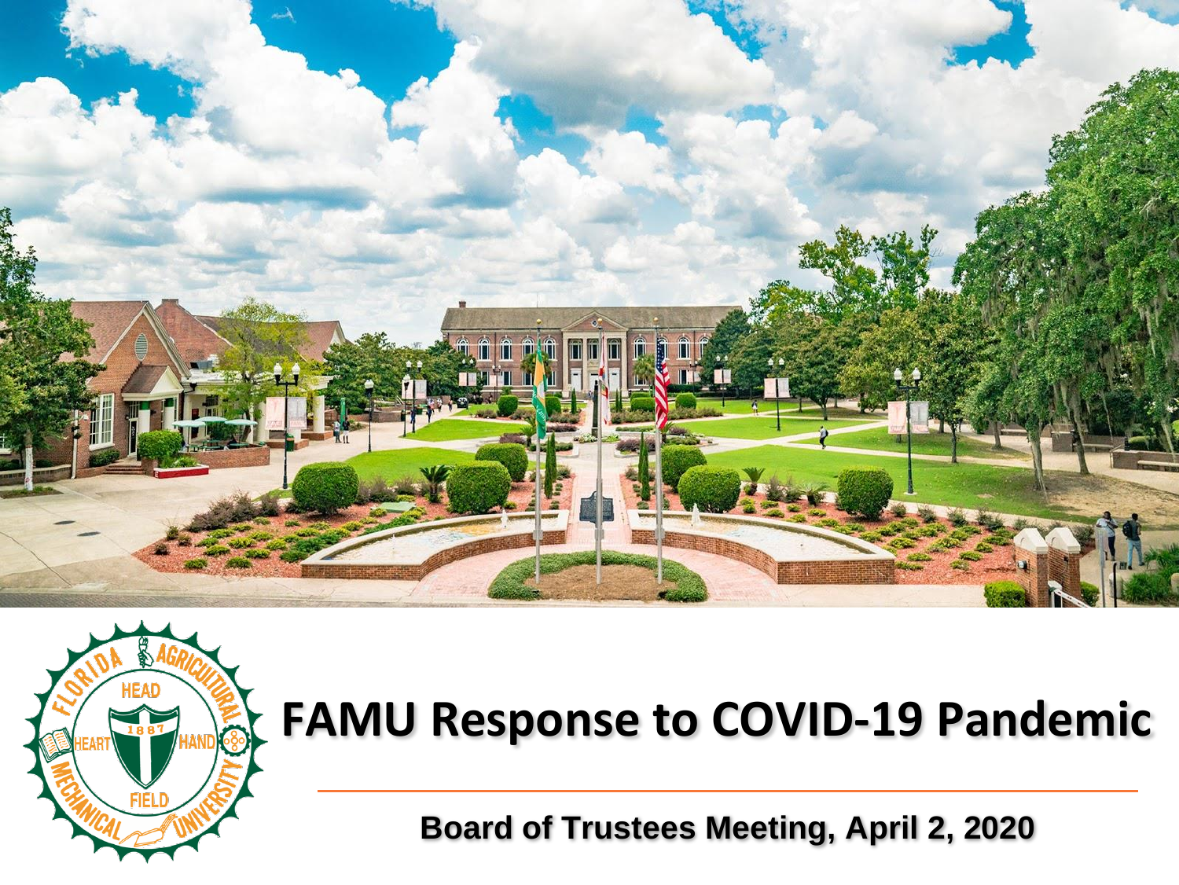# FAMU Response to COVID-19 Pandemic

**Board of Trustees Meeting, April 2, 2020**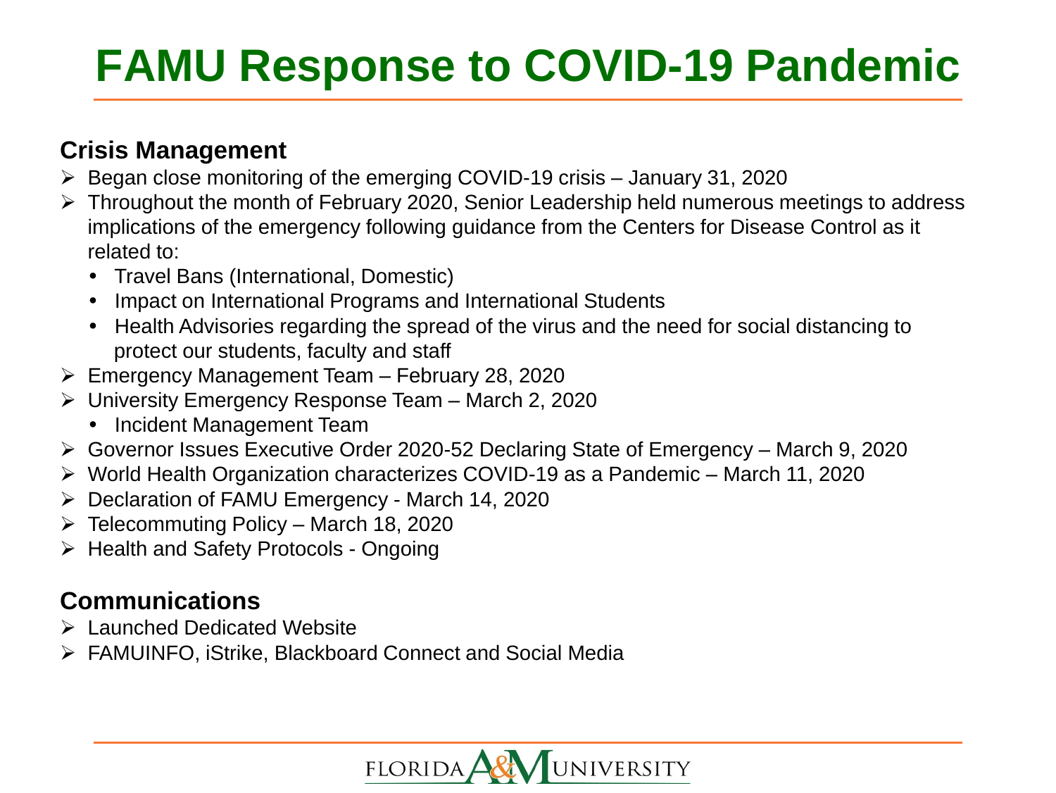# FAMU Response to COVID-19 Pandemic

## Crisis Management

- Began close monitoring of the emerging COVID-19 crisis – January 31, 2020
- Throughout the month of February 2020, Senior Leadership held numerous meetings to address implications of the emergency following guidance from the Centers for Disease Control as it related to:
  - Travel Bans (International, Domestic)
  - Impact on International Programs and International Students
  - Health Advisories regarding the spread of the virus and the need for social distancing to protect our students, faculty and staff
- Emergency Management Team – February 28, 2020
- University Emergency Response Team – March 2, 2020
  - Incident Management Team
- Governor Issues Executive Order 2020-52 Declaring State of Emergency – March 9, 2020
- World Health Organization characterizes COVID-19 as a Pandemic – March 11, 2020
- Declaration of FAMU Emergency - March 14, 2020
- Telecommuting Policy – March 18, 2020
- Health and Safety Protocols - Ongoing

## Communications

- Launched Dedicated Website
- FAMUINFO, iStrike, Blackboard Connect and Social Media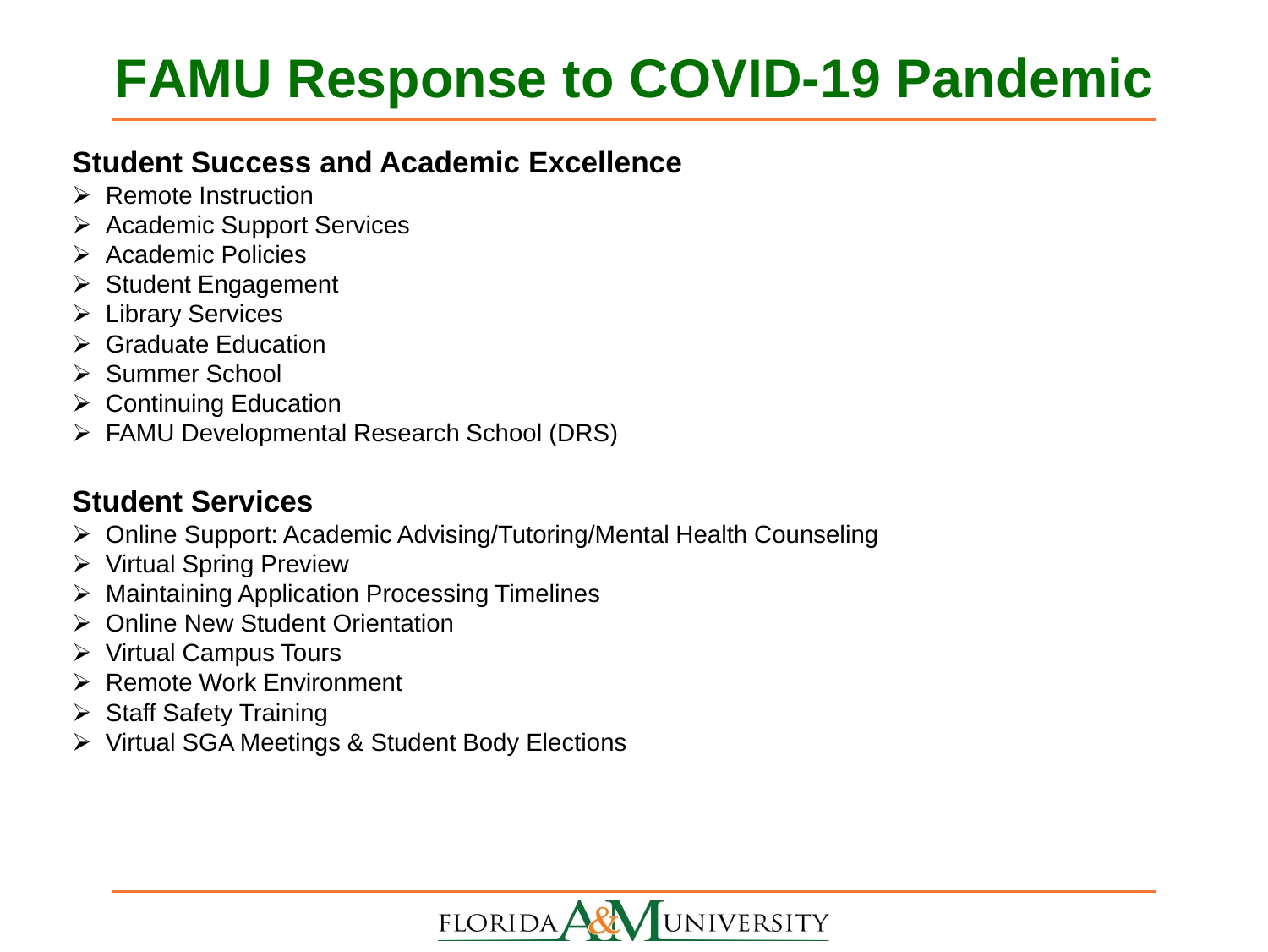# FAMU Response to COVID-19 Pandemic

## Student Success and Academic Excellence

- Remote Instruction
- Academic Support Services
- Academic Policies
- Student Engagement
- Library Services
- Graduate Education
- Summer School
- Continuing Education
- FAMU Developmental Research School (DRS)

## Student Services

- Online Support: Academic Advising/Tutoring/Mental Health Counseling
- Virtual Spring Preview
- Maintaining Application Processing Timelines
- Online New Student Orientation
- Virtual Campus Tours
- Remote Work Environment
- Staff Safety Training
- Virtual SGA Meetings & Student Body Elections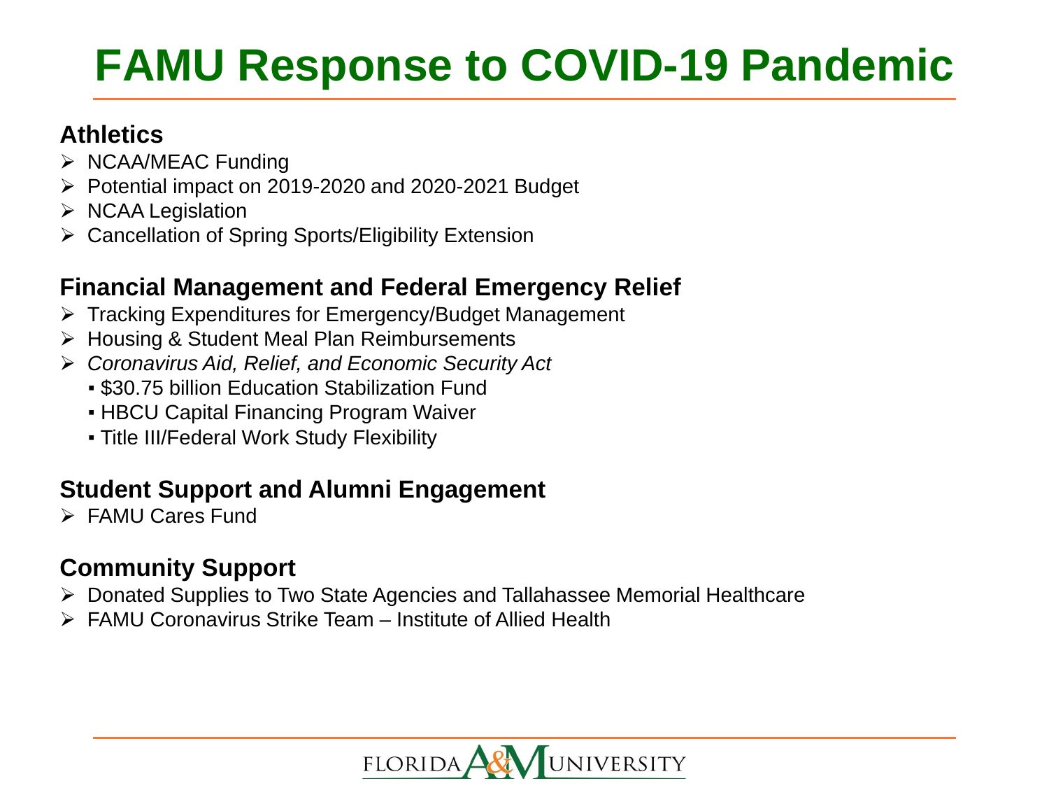# FAMU Response to COVID-19 Pandemic

### Athletics

- NCAA/MEAC Funding
- Potential impact on 2019-2020 and 2020-2021 Budget
- NCAA Legislation
- Cancellation of Spring Sports/Eligibility Extension

### Financial Management and Federal Emergency Relief

- Tracking Expenditures for Emergency/Budget Management
- Housing & Student Meal Plan Reimbursements
- *Coronavirus Aid, Relief, and Economic Security Act*
  - $30.75 billion Education Stabilization Fund
  - HBCU Capital Financing Program Waiver
  - Title III/Federal Work Study Flexibility

### Student Support and Alumni Engagement

- FAMU Cares Fund

### Community Support

- Donated Supplies to Two State Agencies and Tallahassee Memorial Healthcare
- FAMU Coronavirus Strike Team – Institute of Allied Health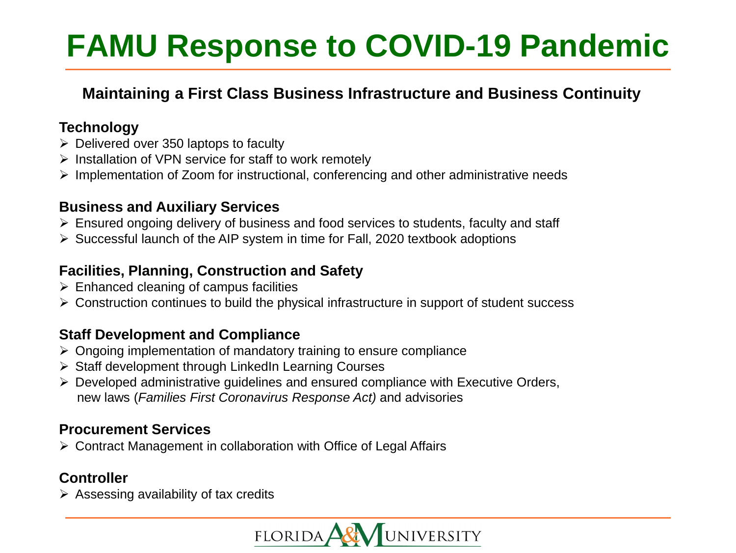# FAMU Response to COVID-19 Pandemic

## Maintaining a First Class Business Infrastructure and Business Continuity

### Technology

- Delivered over 350 laptops to faculty
- Installation of VPN service for staff to work remotely
- Implementation of Zoom for instructional, conferencing and other administrative needs

### Business and Auxiliary Services

- Ensured ongoing delivery of business and food services to students, faculty and staff
- Successful launch of the AIP system in time for Fall, 2020 textbook adoptions

### Facilities, Planning, Construction and Safety

- Enhanced cleaning of campus facilities
- Construction continues to build the physical infrastructure in support of student success

### Staff Development and Compliance

- Ongoing implementation of mandatory training to ensure compliance
- Staff development through LinkedIn Learning Courses
- Developed administrative guidelines and ensured compliance with Executive Orders, new laws (*Families First Coronavirus Response Act)* and advisories

### Procurement Services

- Contract Management in collaboration with Office of Legal Affairs

### Controller

- Assessing availability of tax credits

FLORIDA A&M UNIVERSITY